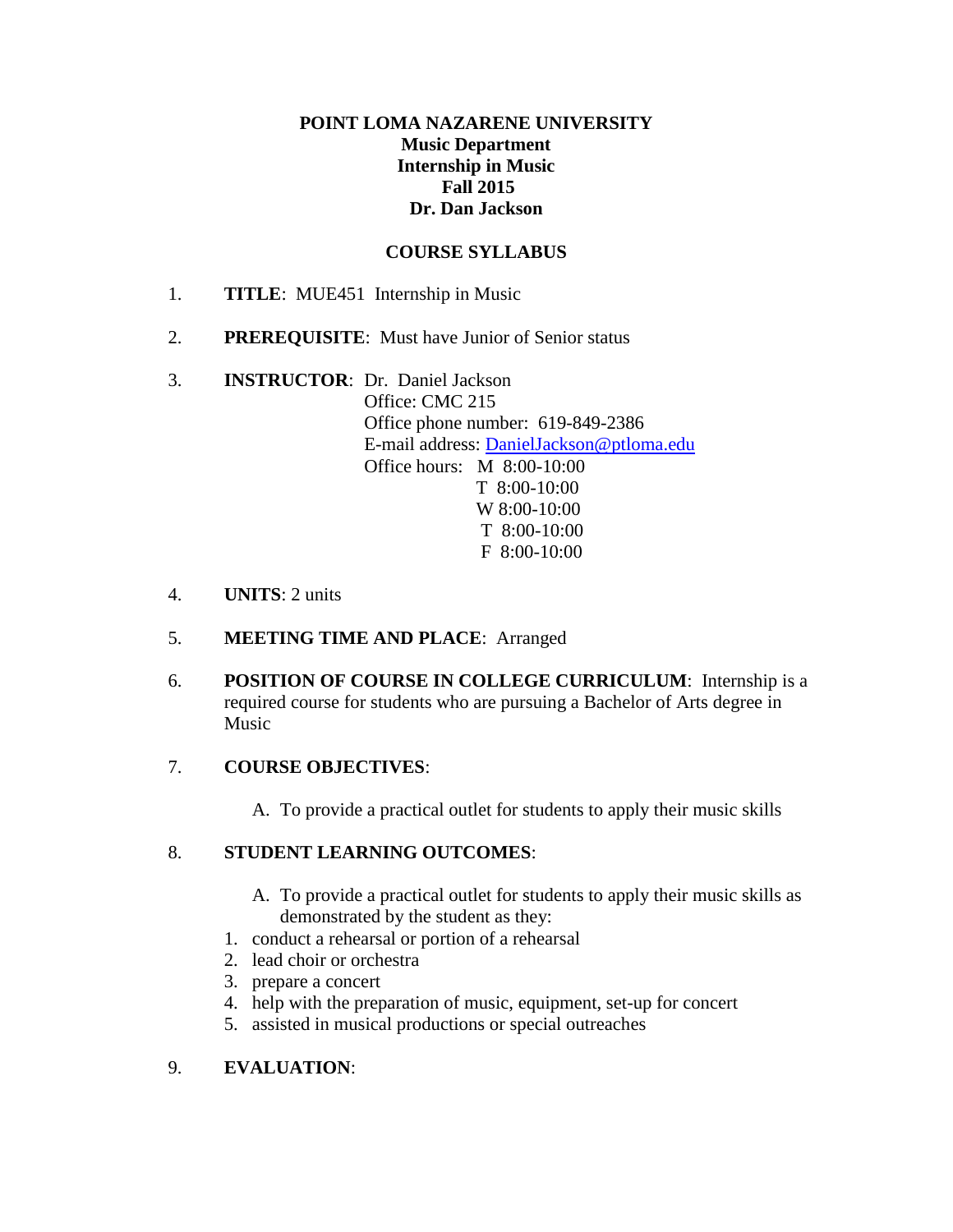**POINT LOMA NAZARENE UNIVERSITY**
**Music Department**
**Internship in Music**
**Fall 2015**
**Dr. Dan Jackson**

## COURSE SYLLABUS

1. **TITLE**: MUE451 Internship in Music

2. **PREREQUISITE**: Must have Junior of Senior status

3. **INSTRUCTOR**: Dr. Daniel Jackson
   Office: CMC 215
   Office phone number: 619-849-2386
   E-mail address: DanielJackson@ptloma.edu
   Office hours: M 8:00-10:00
   T 8:00-10:00
   W 8:00-10:00
   T 8:00-10:00
   F 8:00-10:00

4. **UNITS**: 2 units

5. **MEETING TIME AND PLACE**: Arranged

6. **POSITION OF COURSE IN COLLEGE CURRICULUM**: Internship is a required course for students who are pursuing a Bachelor of Arts degree in Music

7. **COURSE OBJECTIVES**:

   A. To provide a practical outlet for students to apply their music skills

8. **STUDENT LEARNING OUTCOMES**:

   A. To provide a practical outlet for students to apply their music skills as demonstrated by the student as they:

1. conduct a rehearsal or portion of a rehearsal
2. lead choir or orchestra
3. prepare a concert
4. help with the preparation of music, equipment, set-up for concert
5. assisted in musical productions or special outreaches

9. **EVALUATION**: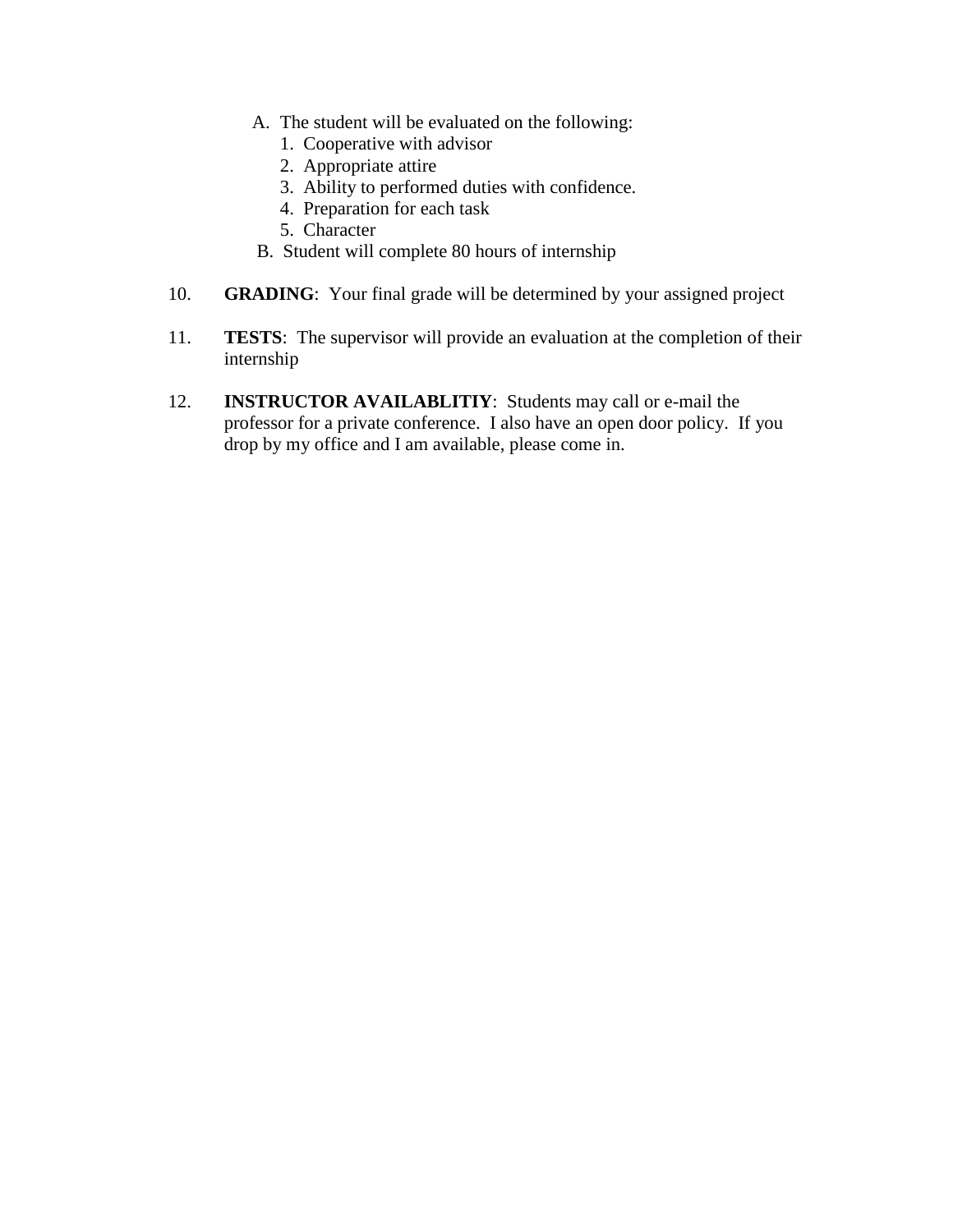A. The student will be evaluated on the following:
   1. Cooperative with advisor
   2. Appropriate attire
   3. Ability to performed duties with confidence.
   4. Preparation for each task
   5. Character

B. Student will complete 80 hours of internship

10. **GRADING**: Your final grade will be determined by your assigned project

11. **TESTS**: The supervisor will provide an evaluation at the completion of their internship

12. **INSTRUCTOR AVAILABLITIY**: Students may call or e-mail the professor for a private conference. I also have an open door policy. If you drop by my office and I am available, please come in.